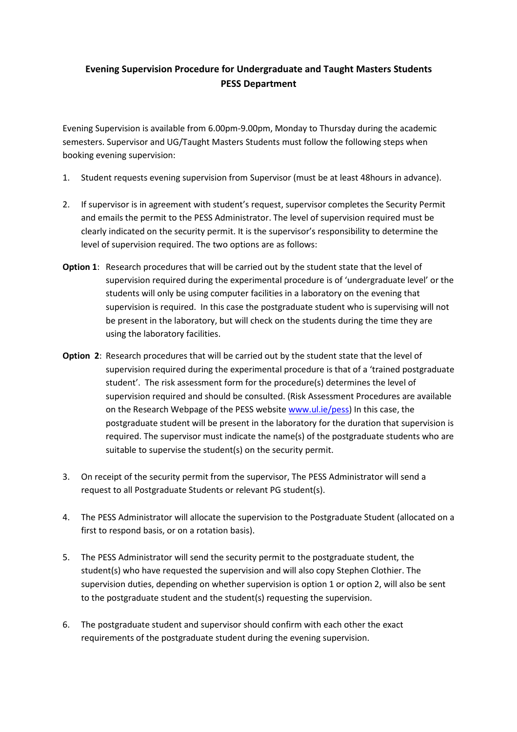**Evening Supervision Procedure for Undergraduate and Taught Masters Students**
**PESS Department**

Evening Supervision is available from 6.00pm-9.00pm, Monday to Thursday during the academic semesters. Supervisor and UG/Taught Masters Students must follow the following steps when booking evening supervision:

1. Student requests evening supervision from Supervisor (must be at least 48hours in advance).

2. If supervisor is in agreement with student's request, supervisor completes the Security Permit and emails the permit to the PESS Administrator. The level of supervision required must be clearly indicated on the security permit. It is the supervisor's responsibility to determine the level of supervision required. The two options are as follows:

**Option 1**: Research procedures that will be carried out by the student state that the level of supervision required during the experimental procedure is of 'undergraduate level' or the students will only be using computer facilities in a laboratory on the evening that supervision is required. In this case the postgraduate student who is supervising will not be present in the laboratory, but will check on the students during the time they are using the laboratory facilities.

**Option 2**: Research procedures that will be carried out by the student state that the level of supervision required during the experimental procedure is that of a 'trained postgraduate student'. The risk assessment form for the procedure(s) determines the level of supervision required and should be consulted. (Risk Assessment Procedures are available on the Research Webpage of the PESS website [www.ul.ie/pess](www.ul.ie/pess)) In this case, the postgraduate student will be present in the laboratory for the duration that supervision is required. The supervisor must indicate the name(s) of the postgraduate students who are suitable to supervise the student(s) on the security permit.

3. On receipt of the security permit from the supervisor, The PESS Administrator will send a request to all Postgraduate Students or relevant PG student(s).

4. The PESS Administrator will allocate the supervision to the Postgraduate Student (allocated on a first to respond basis, or on a rotation basis).

5. The PESS Administrator will send the security permit to the postgraduate student, the student(s) who have requested the supervision and will also copy Stephen Clothier. The supervision duties, depending on whether supervision is option 1 or option 2, will also be sent to the postgraduate student and the student(s) requesting the supervision.

6. The postgraduate student and supervisor should confirm with each other the exact requirements of the postgraduate student during the evening supervision.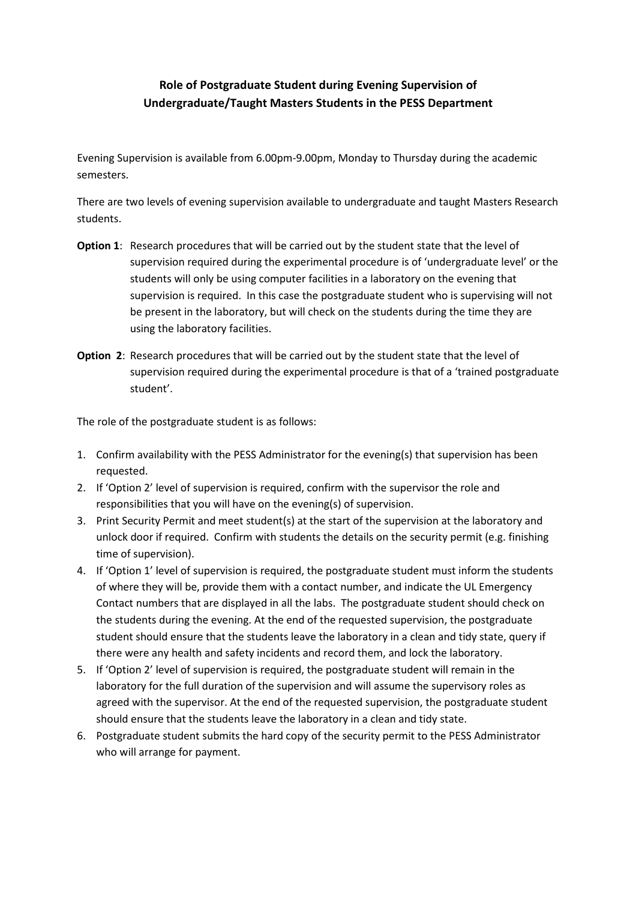# Role of Postgraduate Student during Evening Supervision of Undergraduate/Taught Masters Students in the PESS Department

Evening Supervision is available from 6.00pm-9.00pm, Monday to Thursday during the academic semesters.

There are two levels of evening supervision available to undergraduate and taught Masters Research students.

**Option 1**: Research procedures that will be carried out by the student state that the level of supervision required during the experimental procedure is of 'undergraduate level' or the students will only be using computer facilities in a laboratory on the evening that supervision is required. In this case the postgraduate student who is supervising will not be present in the laboratory, but will check on the students during the time they are using the laboratory facilities.

**Option 2**: Research procedures that will be carried out by the student state that the level of supervision required during the experimental procedure is that of a 'trained postgraduate student'.

The role of the postgraduate student is as follows:

1. Confirm availability with the PESS Administrator for the evening(s) that supervision has been requested.
2. If 'Option 2' level of supervision is required, confirm with the supervisor the role and responsibilities that you will have on the evening(s) of supervision.
3. Print Security Permit and meet student(s) at the start of the supervision at the laboratory and unlock door if required. Confirm with students the details on the security permit (e.g. finishing time of supervision).
4. If 'Option 1' level of supervision is required, the postgraduate student must inform the students of where they will be, provide them with a contact number, and indicate the UL Emergency Contact numbers that are displayed in all the labs. The postgraduate student should check on the students during the evening. At the end of the requested supervision, the postgraduate student should ensure that the students leave the laboratory in a clean and tidy state, query if there were any health and safety incidents and record them, and lock the laboratory.
5. If 'Option 2' level of supervision is required, the postgraduate student will remain in the laboratory for the full duration of the supervision and will assume the supervisory roles as agreed with the supervisor. At the end of the requested supervision, the postgraduate student should ensure that the students leave the laboratory in a clean and tidy state.
6. Postgraduate student submits the hard copy of the security permit to the PESS Administrator who will arrange for payment.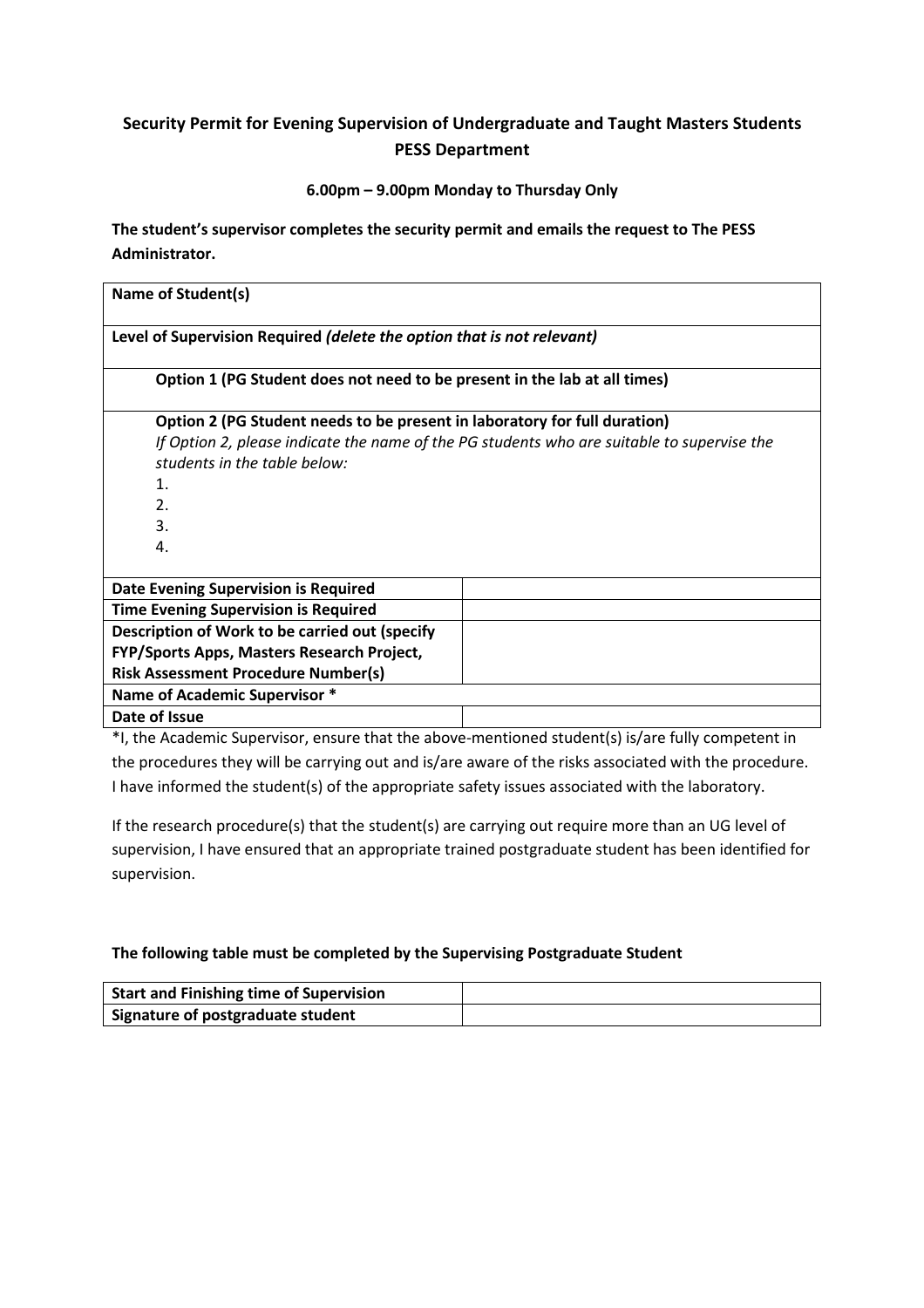**Security Permit for Evening Supervision of Undergraduate and Taught Masters Students PESS Department**

**6.00pm – 9.00pm Monday to Thursday Only**

**The student's supervisor completes the security permit and emails the request to The PESS Administrator.**

| | |
|---|---|
| **Name of Student(s)** | |
| **Level of Supervision Required** ***(delete the option that is not relevant)*** | |
| **Option 1 (PG Student does not need to be present in the lab at all times)** | |
| **Option 2 (PG Student needs to be present in laboratory for full duration)** *If Option 2, please indicate the name of the PG students who are suitable to supervise the students in the table below:* 1. 2. 3. 4. | |
| **Date Evening Supervision is Required** | |
| **Time Evening Supervision is Required** | |
| **Description of Work to be carried out (specify FYP/Sports Apps, Masters Research Project, Risk Assessment Procedure Number(s)** | |
| **Name of Academic Supervisor \*** | |
| **Date of Issue** | |

*I, the Academic Supervisor, ensure that the above-mentioned student(s) is/are fully competent in the procedures they will be carrying out and is/are aware of the risks associated with the procedure. I have informed the student(s) of the appropriate safety issues associated with the laboratory.

If the research procedure(s) that the student(s) are carrying out require more than an UG level of supervision, I have ensured that an appropriate trained postgraduate student has been identified for supervision.

**The following table must be completed by the Supervising Postgraduate Student**

| | |
|---|---|
| **Start and Finishing time of Supervision** | |
| **Signature of postgraduate student** | |